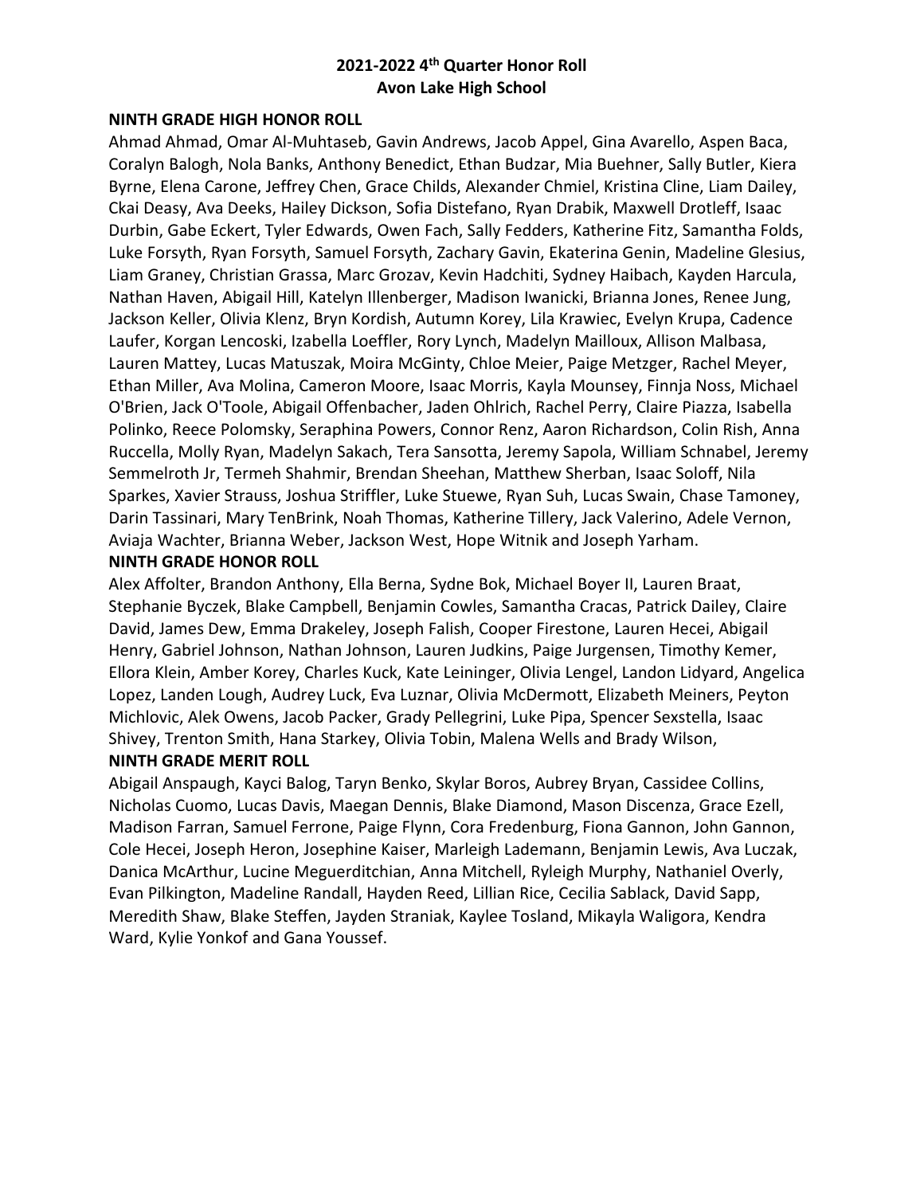# 2021-2022 4th Quarter Honor Roll
# Avon Lake High School

## NINTH GRADE HIGH HONOR ROLL

Ahmad Ahmad, Omar Al-Muhtaseb, Gavin Andrews, Jacob Appel, Gina Avarello, Aspen Baca, Coralyn Balogh, Nola Banks, Anthony Benedict, Ethan Budzar, Mia Buehner, Sally Butler, Kiera Byrne, Elena Carone, Jeffrey Chen, Grace Childs, Alexander Chmiel, Kristina Cline, Liam Dailey, Ckai Deasy, Ava Deeks, Hailey Dickson, Sofia Distefano, Ryan Drabik, Maxwell Drotleff, Isaac Durbin, Gabe Eckert, Tyler Edwards, Owen Fach, Sally Fedders, Katherine Fitz, Samantha Folds, Luke Forsyth, Ryan Forsyth, Samuel Forsyth, Zachary Gavin, Ekaterina Genin, Madeline Glesius, Liam Graney, Christian Grassa, Marc Grozav, Kevin Hadchiti, Sydney Haibach, Kayden Harcula, Nathan Haven, Abigail Hill, Katelyn Illenberger, Madison Iwanicki, Brianna Jones, Renee Jung, Jackson Keller, Olivia Klenz, Bryn Kordish, Autumn Korey, Lila Krawiec, Evelyn Krupa, Cadence Laufer, Korgan Lencoski, Izabella Loeffler, Rory Lynch, Madelyn Mailloux, Allison Malbasa, Lauren Mattey, Lucas Matuszak, Moira McGinty, Chloe Meier, Paige Metzger, Rachel Meyer, Ethan Miller, Ava Molina, Cameron Moore, Isaac Morris, Kayla Mounsey, Finnja Noss, Michael O'Brien, Jack O'Toole, Abigail Offenbacher, Jaden Ohlrich, Rachel Perry, Claire Piazza, Isabella Polinko, Reece Polomsky, Seraphina Powers, Connor Renz, Aaron Richardson, Colin Rish, Anna Ruccella, Molly Ryan, Madelyn Sakach, Tera Sansotta, Jeremy Sapola, William Schnabel, Jeremy Semmelroth Jr, Termeh Shahmir, Brendan Sheehan, Matthew Sherban, Isaac Soloff, Nila Sparkes, Xavier Strauss, Joshua Striffler, Luke Stuewe, Ryan Suh, Lucas Swain, Chase Tamoney, Darin Tassinari, Mary TenBrink, Noah Thomas, Katherine Tillery, Jack Valerino, Adele Vernon, Aviaja Wachter, Brianna Weber, Jackson West, Hope Witnik and Joseph Yarham.

## NINTH GRADE HONOR ROLL

Alex Affolter, Brandon Anthony, Ella Berna, Sydne Bok, Michael Boyer II, Lauren Braat, Stephanie Byczek, Blake Campbell, Benjamin Cowles, Samantha Cracas, Patrick Dailey, Claire David, James Dew, Emma Drakeley, Joseph Falish, Cooper Firestone, Lauren Hecei, Abigail Henry, Gabriel Johnson, Nathan Johnson, Lauren Judkins, Paige Jurgensen, Timothy Kemer, Ellora Klein, Amber Korey, Charles Kuck, Kate Leininger, Olivia Lengel, Landon Lidyard, Angelica Lopez, Landen Lough, Audrey Luck, Eva Luznar, Olivia McDermott, Elizabeth Meiners, Peyton Michlovic, Alek Owens, Jacob Packer, Grady Pellegrini, Luke Pipa, Spencer Sexstella, Isaac Shivey, Trenton Smith, Hana Starkey, Olivia Tobin, Malena Wells and Brady Wilson,

## NINTH GRADE MERIT ROLL

Abigail Anspaugh, Kayci Balog, Taryn Benko, Skylar Boros, Aubrey Bryan, Cassidee Collins, Nicholas Cuomo, Lucas Davis, Maegan Dennis, Blake Diamond, Mason Discenza, Grace Ezell, Madison Farran, Samuel Ferrone, Paige Flynn, Cora Fredenburg, Fiona Gannon, John Gannon, Cole Hecei, Joseph Heron, Josephine Kaiser, Marleigh Lademann, Benjamin Lewis, Ava Luczak, Danica McArthur, Lucine Meguerditchian, Anna Mitchell, Ryleigh Murphy, Nathaniel Overly, Evan Pilkington, Madeline Randall, Hayden Reed, Lillian Rice, Cecilia Sablack, David Sapp, Meredith Shaw, Blake Steffen, Jayden Straniak, Kaylee Tosland, Mikayla Waligora, Kendra Ward, Kylie Yonkof and Gana Youssef.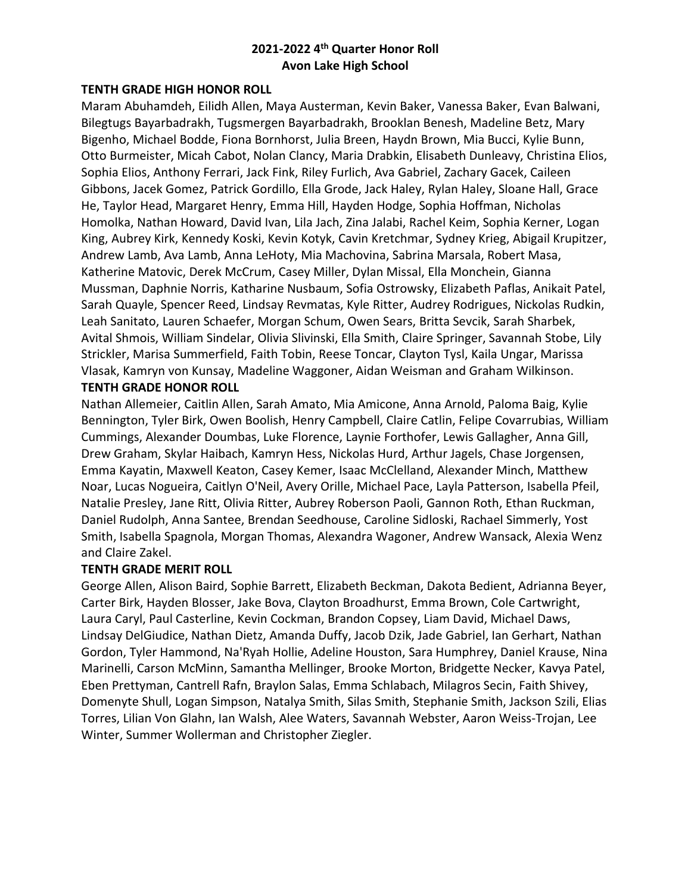# 2021-2022 4th Quarter Honor Roll
# Avon Lake High School

**TENTH GRADE HIGH HONOR ROLL**

Maram Abuhamdeh, Eilidh Allen, Maya Austerman, Kevin Baker, Vanessa Baker, Evan Balwani, Bilegtugs Bayarbadrakh, Tugsmergen Bayarbadrakh, Brooklan Benesh, Madeline Betz, Mary Bigenho, Michael Bodde, Fiona Bornhorst, Julia Breen, Haydn Brown, Mia Bucci, Kylie Bunn, Otto Burmeister, Micah Cabot, Nolan Clancy, Maria Drabkin, Elisabeth Dunleavy, Christina Elios, Sophia Elios, Anthony Ferrari, Jack Fink, Riley Furlich, Ava Gabriel, Zachary Gacek, Caileen Gibbons, Jacek Gomez, Patrick Gordillo, Ella Grode, Jack Haley, Rylan Haley, Sloane Hall, Grace He, Taylor Head, Margaret Henry, Emma Hill, Hayden Hodge, Sophia Hoffman, Nicholas Homolka, Nathan Howard, David Ivan, Lila Jach, Zina Jalabi, Rachel Keim, Sophia Kerner, Logan King, Aubrey Kirk, Kennedy Koski, Kevin Kotyk, Cavin Kretchmar, Sydney Krieg, Abigail Krupitzer, Andrew Lamb, Ava Lamb, Anna LeHoty, Mia Machovina, Sabrina Marsala, Robert Masa, Katherine Matovic, Derek McCrum, Casey Miller, Dylan Missal, Ella Monchein, Gianna Mussman, Daphnie Norris, Katharine Nusbaum, Sofia Ostrowsky, Elizabeth Paflas, Anikait Patel, Sarah Quayle, Spencer Reed, Lindsay Revmatas, Kyle Ritter, Audrey Rodrigues, Nickolas Rudkin, Leah Sanitato, Lauren Schaefer, Morgan Schum, Owen Sears, Britta Sevcik, Sarah Sharbek, Avital Shmois, William Sindelar, Olivia Slivinski, Ella Smith, Claire Springer, Savannah Stobe, Lily Strickler, Marisa Summerfield, Faith Tobin, Reese Toncar, Clayton Tysl, Kaila Ungar, Marissa Vlasak, Kamryn von Kunsay, Madeline Waggoner, Aidan Weisman and Graham Wilkinson.

**TENTH GRADE HONOR ROLL**

Nathan Allemeier, Caitlin Allen, Sarah Amato, Mia Amicone, Anna Arnold, Paloma Baig, Kylie Bennington, Tyler Birk, Owen Boolish, Henry Campbell, Claire Catlin, Felipe Covarrubias, William Cummings, Alexander Doumbas, Luke Florence, Laynie Forthofer, Lewis Gallagher, Anna Gill, Drew Graham, Skylar Haibach, Kamryn Hess, Nickolas Hurd, Arthur Jagels, Chase Jorgensen, Emma Kayatin, Maxwell Keaton, Casey Kemer, Isaac McClelland, Alexander Minch, Matthew Noar, Lucas Nogueira, Caitlyn O'Neil, Avery Orille, Michael Pace, Layla Patterson, Isabella Pfeil, Natalie Presley, Jane Ritt, Olivia Ritter, Aubrey Roberson Paoli, Gannon Roth, Ethan Ruckman, Daniel Rudolph, Anna Santee, Brendan Seedhouse, Caroline Sidloski, Rachael Simmerly, Yost Smith, Isabella Spagnola, Morgan Thomas, Alexandra Wagoner, Andrew Wansack, Alexia Wenz and Claire Zakel.

**TENTH GRADE MERIT ROLL**

George Allen, Alison Baird, Sophie Barrett, Elizabeth Beckman, Dakota Bedient, Adrianna Beyer, Carter Birk, Hayden Blosser, Jake Bova, Clayton Broadhurst, Emma Brown, Cole Cartwright, Laura Caryl, Paul Casterline, Kevin Cockman, Brandon Copsey, Liam David, Michael Daws, Lindsay DelGiudice, Nathan Dietz, Amanda Duffy, Jacob Dzik, Jade Gabriel, Ian Gerhart, Nathan Gordon, Tyler Hammond, Na'Ryah Hollie, Adeline Houston, Sara Humphrey, Daniel Krause, Nina Marinelli, Carson McMinn, Samantha Mellinger, Brooke Morton, Bridgette Necker, Kavya Patel, Eben Prettyman, Cantrell Rafn, Braylon Salas, Emma Schlabach, Milagros Secin, Faith Shivey, Domenyte Shull, Logan Simpson, Natalya Smith, Silas Smith, Stephanie Smith, Jackson Szili, Elias Torres, Lilian Von Glahn, Ian Walsh, Alee Waters, Savannah Webster, Aaron Weiss-Trojan, Lee Winter, Summer Wollerman and Christopher Ziegler.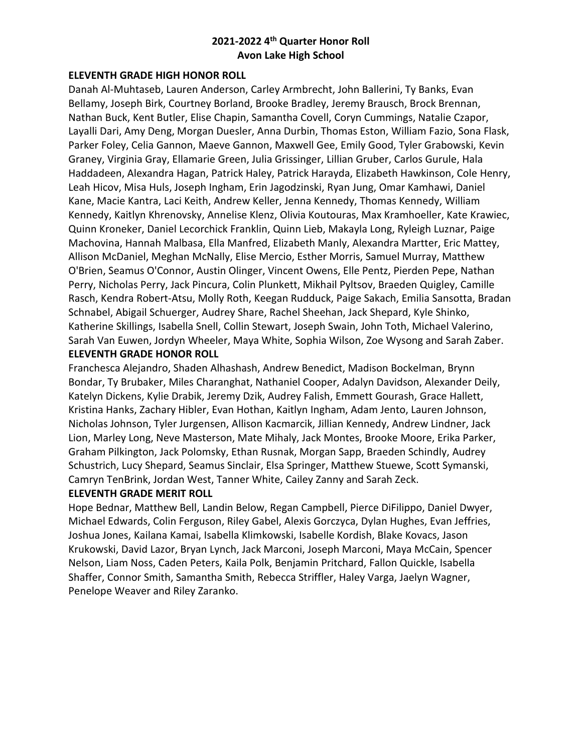**2021-2022 4th Quarter Honor Roll**
**Avon Lake High School**

**ELEVENTH GRADE HIGH HONOR ROLL**

Danah Al-Muhtaseb, Lauren Anderson, Carley Armbrecht, John Ballerini, Ty Banks, Evan Bellamy, Joseph Birk, Courtney Borland, Brooke Bradley, Jeremy Brausch, Brock Brennan, Nathan Buck, Kent Butler, Elise Chapin, Samantha Covell, Coryn Cummings, Natalie Czapor, Layalli Dari, Amy Deng, Morgan Duesler, Anna Durbin, Thomas Eston, William Fazio, Sona Flask, Parker Foley, Celia Gannon, Maeve Gannon, Maxwell Gee, Emily Good, Tyler Grabowski, Kevin Graney, Virginia Gray, Ellamarie Green, Julia Grissinger, Lillian Gruber, Carlos Gurule, Hala Haddadeen, Alexandra Hagan, Patrick Haley, Patrick Harayda, Elizabeth Hawkinson, Cole Henry, Leah Hicov, Misa Huls, Joseph Ingham, Erin Jagodzinski, Ryan Jung, Omar Kamhawi, Daniel Kane, Macie Kantra, Laci Keith, Andrew Keller, Jenna Kennedy, Thomas Kennedy, William Kennedy, Kaitlyn Khrenovsky, Annelise Klenz, Olivia Koutouras, Max Kramhoeller, Kate Krawiec, Quinn Kroneker, Daniel Lecorchick Franklin, Quinn Lieb, Makayla Long, Ryleigh Luznar, Paige Machovina, Hannah Malbasa, Ella Manfred, Elizabeth Manly, Alexandra Martter, Eric Mattey, Allison McDaniel, Meghan McNally, Elise Mercio, Esther Morris, Samuel Murray, Matthew O'Brien, Seamus O'Connor, Austin Olinger, Vincent Owens, Elle Pentz, Pierden Pepe, Nathan Perry, Nicholas Perry, Jack Pincura, Colin Plunkett, Mikhail Pyltsov, Braeden Quigley, Camille Rasch, Kendra Robert-Atsu, Molly Roth, Keegan Rudduck, Paige Sakach, Emilia Sansotta, Bradan Schnabel, Abigail Schuerger, Audrey Share, Rachel Sheehan, Jack Shepard, Kyle Shinko, Katherine Skillings, Isabella Snell, Collin Stewart, Joseph Swain, John Toth, Michael Valerino, Sarah Van Euwen, Jordyn Wheeler, Maya White, Sophia Wilson, Zoe Wysong and Sarah Zaber.

**ELEVENTH GRADE HONOR ROLL**

Franchesca Alejandro, Shaden Alhashash, Andrew Benedict, Madison Bockelman, Brynn Bondar, Ty Brubaker, Miles Charanghat, Nathaniel Cooper, Adalyn Davidson, Alexander Deily, Katelyn Dickens, Kylie Drabik, Jeremy Dzik, Audrey Falish, Emmett Gourash, Grace Hallett, Kristina Hanks, Zachary Hibler, Evan Hothan, Kaitlyn Ingham, Adam Jento, Lauren Johnson, Nicholas Johnson, Tyler Jurgensen, Allison Kacmarcik, Jillian Kennedy, Andrew Lindner, Jack Lion, Marley Long, Neve Masterson, Mate Mihaly, Jack Montes, Brooke Moore, Erika Parker, Graham Pilkington, Jack Polomsky, Ethan Rusnak, Morgan Sapp, Braeden Schindly, Audrey Schustrich, Lucy Shepard, Seamus Sinclair, Elsa Springer, Matthew Stuewe, Scott Symanski, Camryn TenBrink, Jordan West, Tanner White, Cailey Zanny and Sarah Zeck.

**ELEVENTH GRADE MERIT ROLL**

Hope Bednar, Matthew Bell, Landin Below, Regan Campbell, Pierce DiFilippo, Daniel Dwyer, Michael Edwards, Colin Ferguson, Riley Gabel, Alexis Gorczyca, Dylan Hughes, Evan Jeffries, Joshua Jones, Kailana Kamai, Isabella Klimkowski, Isabelle Kordish, Blake Kovacs, Jason Krukowski, David Lazor, Bryan Lynch, Jack Marconi, Joseph Marconi, Maya McCain, Spencer Nelson, Liam Noss, Caden Peters, Kaila Polk, Benjamin Pritchard, Fallon Quickle, Isabella Shaffer, Connor Smith, Samantha Smith, Rebecca Striffler, Haley Varga, Jaelyn Wagner, Penelope Weaver and Riley Zaranko.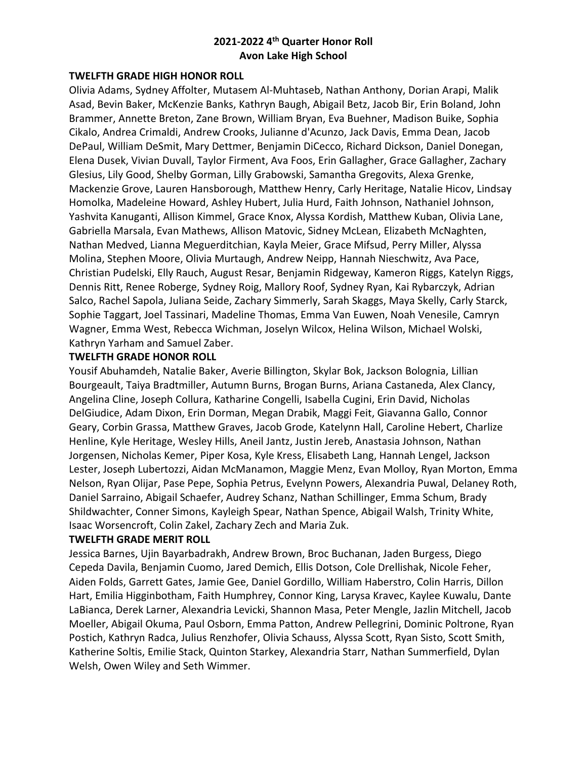**2021-2022 4th Quarter Honor Roll**
**Avon Lake High School**

**TWELFTH GRADE HIGH HONOR ROLL**

Olivia Adams, Sydney Affolter, Mutasem Al-Muhtaseb, Nathan Anthony, Dorian Arapi, Malik Asad, Bevin Baker, McKenzie Banks, Kathryn Baugh, Abigail Betz, Jacob Bir, Erin Boland, John Brammer, Annette Breton, Zane Brown, William Bryan, Eva Buehner, Madison Buike, Sophia Cikalo, Andrea Crimaldi, Andrew Crooks, Julianne d'Acunzo, Jack Davis, Emma Dean, Jacob DePaul, William DeSmit, Mary Dettmer, Benjamin DiCecco, Richard Dickson, Daniel Donegan, Elena Dusek, Vivian Duvall, Taylor Firment, Ava Foos, Erin Gallagher, Grace Gallagher, Zachary Glesius, Lily Good, Shelby Gorman, Lilly Grabowski, Samantha Gregovits, Alexa Grenke, Mackenzie Grove, Lauren Hansborough, Matthew Henry, Carly Heritage, Natalie Hicov, Lindsay Homolka, Madeleine Howard, Ashley Hubert, Julia Hurd, Faith Johnson, Nathaniel Johnson, Yashvita Kanuganti, Allison Kimmel, Grace Knox, Alyssa Kordish, Matthew Kuban, Olivia Lane, Gabriella Marsala, Evan Mathews, Allison Matovic, Sidney McLean, Elizabeth McNaghten, Nathan Medved, Lianna Meguerditchian, Kayla Meier, Grace Mifsud, Perry Miller, Alyssa Molina, Stephen Moore, Olivia Murtaugh, Andrew Neipp, Hannah Nieschwitz, Ava Pace, Christian Pudelski, Elly Rauch, August Resar, Benjamin Ridgeway, Kameron Riggs, Katelyn Riggs, Dennis Ritt, Renee Roberge, Sydney Roig, Mallory Roof, Sydney Ryan, Kai Rybarczyk, Adrian Salco, Rachel Sapola, Juliana Seide, Zachary Simmerly, Sarah Skaggs, Maya Skelly, Carly Starck, Sophie Taggart, Joel Tassinari, Madeline Thomas, Emma Van Euwen, Noah Venesile, Camryn Wagner, Emma West, Rebecca Wichman, Joselyn Wilcox, Helina Wilson, Michael Wolski, Kathryn Yarham and Samuel Zaber.

**TWELFTH GRADE HONOR ROLL**

Yousif Abuhamdeh, Natalie Baker, Averie Billington, Skylar Bok, Jackson Bolognia, Lillian Bourgeault, Taiya Bradtmiller, Autumn Burns, Brogan Burns, Ariana Castaneda, Alex Clancy, Angelina Cline, Joseph Collura, Katharine Congelli, Isabella Cugini, Erin David, Nicholas DelGiudice, Adam Dixon, Erin Dorman, Megan Drabik, Maggi Feit, Giavanna Gallo, Connor Geary, Corbin Grassa, Matthew Graves, Jacob Grode, Katelynn Hall, Caroline Hebert, Charlize Henline, Kyle Heritage, Wesley Hills, Aneil Jantz, Justin Jereb, Anastasia Johnson, Nathan Jorgensen, Nicholas Kemer, Piper Kosa, Kyle Kress, Elisabeth Lang, Hannah Lengel, Jackson Lester, Joseph Lubertozzi, Aidan McManamon, Maggie Menz, Evan Molloy, Ryan Morton, Emma Nelson, Ryan Olijar, Pase Pepe, Sophia Petrus, Evelynn Powers, Alexandria Puwal, Delaney Roth, Daniel Sarraino, Abigail Schaefer, Audrey Schanz, Nathan Schillinger, Emma Schum, Brady Shildwachter, Conner Simons, Kayleigh Spear, Nathan Spence, Abigail Walsh, Trinity White, Isaac Worsencroft, Colin Zakel, Zachary Zech and Maria Zuk.

**TWELFTH GRADE MERIT ROLL**

Jessica Barnes, Ujin Bayarbadrakh, Andrew Brown, Broc Buchanan, Jaden Burgess, Diego Cepeda Davila, Benjamin Cuomo, Jared Demich, Ellis Dotson, Cole Drellishak, Nicole Feher, Aiden Folds, Garrett Gates, Jamie Gee, Daniel Gordillo, William Haberstro, Colin Harris, Dillon Hart, Emilia Higginbotham, Faith Humphrey, Connor King, Larysa Kravec, Kaylee Kuwalu, Dante LaBianca, Derek Larner, Alexandria Levicki, Shannon Masa, Peter Mengle, Jazlin Mitchell, Jacob Moeller, Abigail Okuma, Paul Osborn, Emma Patton, Andrew Pellegrini, Dominic Poltrone, Ryan Postich, Kathryn Radca, Julius Renzhofer, Olivia Schauss, Alyssa Scott, Ryan Sisto, Scott Smith, Katherine Soltis, Emilie Stack, Quinton Starkey, Alexandria Starr, Nathan Summerfield, Dylan Welsh, Owen Wiley and Seth Wimmer.